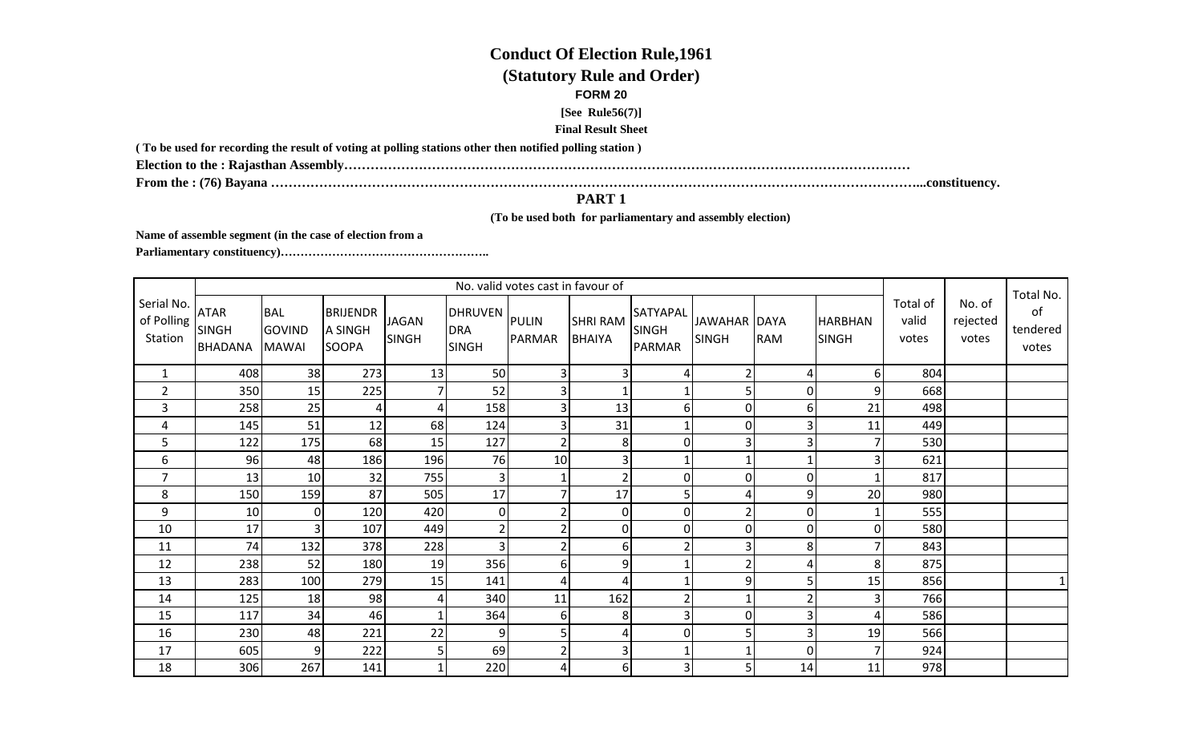# Conduct Of Election Rule,1961

## (Statutory Rule and Order)

**FORM 20**

**[See Rule56(7)]**

**Final Result Sheet**

**( To be used for recording the result of voting at polling stations other then notified polling station )**

**Election to the : Rajasthan Assembly………………………………………………………………………………………………………………**

**From the : (76) Bayana ……………………………………………………………………………………………………………………………...constituency.**

### PART 1

**(To be used both for parliamentary and assembly election)**

**Name of assemble segment (in the case of election from a Parliamentary constituency)……………………………………………..**

| Serial No. of Polling Station | No. valid votes cast in favour of | | | | | | | | | | | Total of valid votes | No. of rejected votes | Total No. of tendered votes |
|---|---|---|---|---|---|---|---|---|---|---|---|---|---|---|
| | ATAR SINGH BHADANA | BAL GOVIND MAWAI | BRIJENDRA SINGH SOOPA | JAGAN SINGH | DHRUVENDRA SINGH | PULIN PARMAR | SHRI RAM BHAIYA | SATYAPAL SINGH PARMAR | JAWAHAR SINGH | DAYA RAM | HARBHAN SINGH | | | |
| 1 | 408 | 38 | 273 | 13 | 50 | 3 | 3 | 4 | 2 | 4 | 6 | 804 | | |
| 2 | 350 | 15 | 225 | 7 | 52 | 3 | 1 | 1 | 5 | 0 | 9 | 668 | | |
| 3 | 258 | 25 | 4 | 4 | 158 | 3 | 13 | 6 | 0 | 6 | 21 | 498 | | |
| 4 | 145 | 51 | 12 | 68 | 124 | 3 | 31 | 1 | 0 | 3 | 11 | 449 | | |
| 5 | 122 | 175 | 68 | 15 | 127 | 2 | 8 | 0 | 3 | 3 | 7 | 530 | | |
| 6 | 96 | 48 | 186 | 196 | 76 | 10 | 3 | 1 | 1 | 1 | 3 | 621 | | |
| 7 | 13 | 10 | 32 | 755 | 3 | 1 | 2 | 0 | 0 | 0 | 1 | 817 | | |
| 8 | 150 | 159 | 87 | 505 | 17 | 7 | 17 | 5 | 4 | 9 | 20 | 980 | | |
| 9 | 10 | 0 | 120 | 420 | 0 | 2 | 0 | 0 | 2 | 0 | 1 | 555 | | |
| 10 | 17 | 3 | 107 | 449 | 2 | 2 | 0 | 0 | 0 | 0 | 0 | 580 | | |
| 11 | 74 | 132 | 378 | 228 | 3 | 2 | 6 | 2 | 3 | 8 | 7 | 843 | | |
| 12 | 238 | 52 | 180 | 19 | 356 | 6 | 9 | 1 | 2 | 4 | 8 | 875 | | |
| 13 | 283 | 100 | 279 | 15 | 141 | 4 | 4 | 1 | 9 | 5 | 15 | 856 | | 1 |
| 14 | 125 | 18 | 98 | 4 | 340 | 11 | 162 | 2 | 1 | 2 | 3 | 766 | | |
| 15 | 117 | 34 | 46 | 1 | 364 | 6 | 8 | 3 | 0 | 3 | 4 | 586 | | |
| 16 | 230 | 48 | 221 | 22 | 9 | 5 | 4 | 0 | 5 | 3 | 19 | 566 | | |
| 17 | 605 | 9 | 222 | 5 | 69 | 2 | 3 | 1 | 1 | 0 | 7 | 924 | | |
| 18 | 306 | 267 | 141 | 1 | 220 | 4 | 6 | 3 | 5 | 14 | 11 | 978 | | |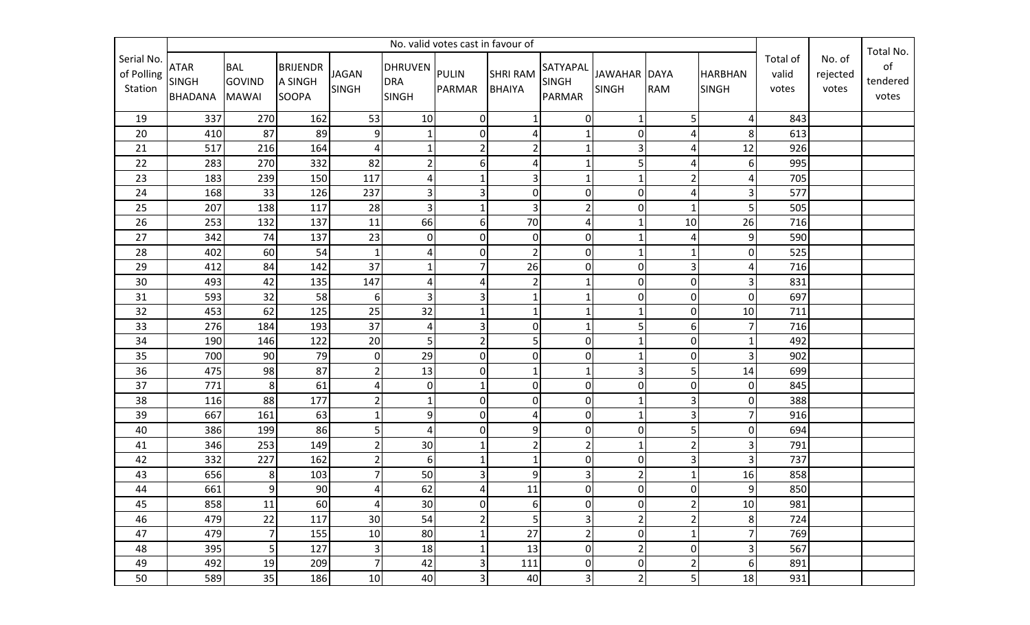| Serial No. of Polling Station | No. valid votes cast in favour of | | | | | | | | | | | Total of valid votes | No. of rejected votes | Total No. of tendered votes |
|---|---|---|---|---|---|---|---|---|---|---|---|---|---|---|
| | ATAR SINGH BHADANA | BAL GOVIND MAWAI | BRIJENDRA SINGH SOOPA | JAGAN SINGH | DHRUVENDRA SINGH | PULIN PARMAR | SHRI RAM BHAIYA | SATYAPAL SINGH PARMAR | JAWAHAR SINGH | DAYA RAM | HARBHAN SINGH | | | |
| 19 | 337 | 270 | 162 | 53 | 10 | 0 | 1 | 0 | 1 | 5 | 4 | 843 | | |
| 20 | 410 | 87 | 89 | 9 | 1 | 0 | 4 | 1 | 0 | 4 | 8 | 613 | | |
| 21 | 517 | 216 | 164 | 4 | 1 | 2 | 2 | 1 | 3 | 4 | 12 | 926 | | |
| 22 | 283 | 270 | 332 | 82 | 2 | 6 | 4 | 1 | 5 | 4 | 6 | 995 | | |
| 23 | 183 | 239 | 150 | 117 | 4 | 1 | 3 | 1 | 1 | 2 | 4 | 705 | | |
| 24 | 168 | 33 | 126 | 237 | 3 | 3 | 0 | 0 | 0 | 4 | 3 | 577 | | |
| 25 | 207 | 138 | 117 | 28 | 3 | 1 | 3 | 2 | 0 | 1 | 5 | 505 | | |
| 26 | 253 | 132 | 137 | 11 | 66 | 6 | 70 | 4 | 1 | 10 | 26 | 716 | | |
| 27 | 342 | 74 | 137 | 23 | 0 | 0 | 0 | 0 | 1 | 4 | 9 | 590 | | |
| 28 | 402 | 60 | 54 | 1 | 4 | 0 | 2 | 0 | 1 | 1 | 0 | 525 | | |
| 29 | 412 | 84 | 142 | 37 | 1 | 7 | 26 | 0 | 0 | 3 | 4 | 716 | | |
| 30 | 493 | 42 | 135 | 147 | 4 | 4 | 2 | 1 | 0 | 0 | 3 | 831 | | |
| 31 | 593 | 32 | 58 | 6 | 3 | 3 | 1 | 1 | 0 | 0 | 0 | 697 | | |
| 32 | 453 | 62 | 125 | 25 | 32 | 1 | 1 | 1 | 1 | 0 | 10 | 711 | | |
| 33 | 276 | 184 | 193 | 37 | 4 | 3 | 0 | 1 | 5 | 6 | 7 | 716 | | |
| 34 | 190 | 146 | 122 | 20 | 5 | 2 | 5 | 0 | 1 | 0 | 1 | 492 | | |
| 35 | 700 | 90 | 79 | 0 | 29 | 0 | 0 | 0 | 1 | 0 | 3 | 902 | | |
| 36 | 475 | 98 | 87 | 2 | 13 | 0 | 1 | 1 | 3 | 5 | 14 | 699 | | |
| 37 | 771 | 8 | 61 | 4 | 0 | 1 | 0 | 0 | 0 | 0 | 0 | 845 | | |
| 38 | 116 | 88 | 177 | 2 | 1 | 0 | 0 | 0 | 1 | 3 | 0 | 388 | | |
| 39 | 667 | 161 | 63 | 1 | 9 | 0 | 4 | 0 | 1 | 3 | 7 | 916 | | |
| 40 | 386 | 199 | 86 | 5 | 4 | 0 | 9 | 0 | 0 | 5 | 0 | 694 | | |
| 41 | 346 | 253 | 149 | 2 | 30 | 1 | 2 | 2 | 1 | 2 | 3 | 791 | | |
| 42 | 332 | 227 | 162 | 2 | 6 | 1 | 1 | 0 | 0 | 3 | 3 | 737 | | |
| 43 | 656 | 8 | 103 | 7 | 50 | 3 | 9 | 3 | 2 | 1 | 16 | 858 | | |
| 44 | 661 | 9 | 90 | 4 | 62 | 4 | 11 | 0 | 0 | 0 | 9 | 850 | | |
| 45 | 858 | 11 | 60 | 4 | 30 | 0 | 6 | 0 | 0 | 2 | 10 | 981 | | |
| 46 | 479 | 22 | 117 | 30 | 54 | 2 | 5 | 3 | 2 | 2 | 8 | 724 | | |
| 47 | 479 | 7 | 155 | 10 | 80 | 1 | 27 | 2 | 0 | 1 | 7 | 769 | | |
| 48 | 395 | 5 | 127 | 3 | 18 | 1 | 13 | 0 | 2 | 0 | 3 | 567 | | |
| 49 | 492 | 19 | 209 | 7 | 42 | 3 | 111 | 0 | 0 | 2 | 6 | 891 | | |
| 50 | 589 | 35 | 186 | 10 | 40 | 3 | 40 | 3 | 2 | 5 | 18 | 931 | | |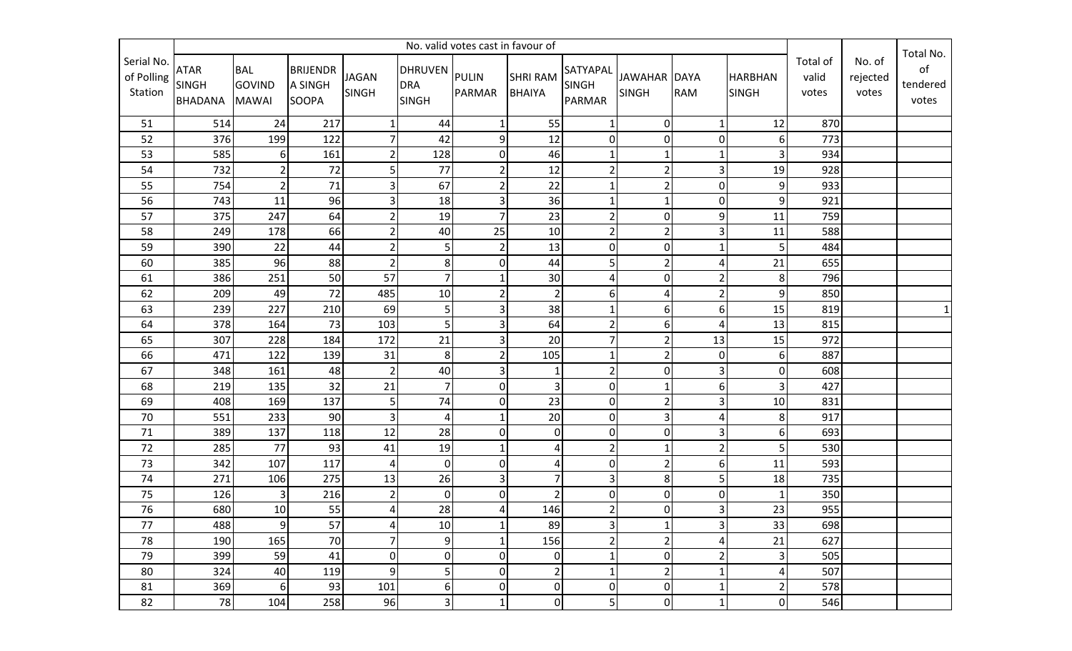| Serial No. of Polling Station | No. valid votes cast in favour of | | | | | | | | | | | Total of valid votes | No. of rejected votes | Total No. of tendered votes |
|---|---|---|---|---|---|---|---|---|---|---|---|---|---|---|
| | ATAR SINGH BHADANA | BAL GOVIND MAWAI | BRIJENDRA SINGH SOOPA | JAGAN SINGH | DHRUVENDRA SINGH | PULIN PARMAR | SHRI RAM BHAIYA | SATYAPAL SINGH PARMAR | JAWAHAR SINGH | DAYA RAM | HARBHAN SINGH | | | |
| 51 | 514 | 24 | 217 | 1 | 44 | 1 | 55 | 1 | 0 | 1 | 12 | 870 | | |
| 52 | 376 | 199 | 122 | 7 | 42 | 9 | 12 | 0 | 0 | 0 | 6 | 773 | | |
| 53 | 585 | 6 | 161 | 2 | 128 | 0 | 46 | 1 | 1 | 1 | 3 | 934 | | |
| 54 | 732 | 2 | 72 | 5 | 77 | 2 | 12 | 2 | 2 | 3 | 19 | 928 | | |
| 55 | 754 | 2 | 71 | 3 | 67 | 2 | 22 | 1 | 2 | 0 | 9 | 933 | | |
| 56 | 743 | 11 | 96 | 3 | 18 | 3 | 36 | 1 | 1 | 0 | 9 | 921 | | |
| 57 | 375 | 247 | 64 | 2 | 19 | 7 | 23 | 2 | 0 | 9 | 11 | 759 | | |
| 58 | 249 | 178 | 66 | 2 | 40 | 25 | 10 | 2 | 2 | 3 | 11 | 588 | | |
| 59 | 390 | 22 | 44 | 2 | 5 | 2 | 13 | 0 | 0 | 1 | 5 | 484 | | |
| 60 | 385 | 96 | 88 | 2 | 8 | 0 | 44 | 5 | 2 | 4 | 21 | 655 | | |
| 61 | 386 | 251 | 50 | 57 | 7 | 1 | 30 | 4 | 0 | 2 | 8 | 796 | | |
| 62 | 209 | 49 | 72 | 485 | 10 | 2 | 2 | 6 | 4 | 2 | 9 | 850 | | |
| 63 | 239 | 227 | 210 | 69 | 5 | 3 | 38 | 1 | 6 | 6 | 15 | 819 | | 1 |
| 64 | 378 | 164 | 73 | 103 | 5 | 3 | 64 | 2 | 6 | 4 | 13 | 815 | | |
| 65 | 307 | 228 | 184 | 172 | 21 | 3 | 20 | 7 | 2 | 13 | 15 | 972 | | |
| 66 | 471 | 122 | 139 | 31 | 8 | 2 | 105 | 1 | 2 | 0 | 6 | 887 | | |
| 67 | 348 | 161 | 48 | 2 | 40 | 3 | 1 | 2 | 0 | 3 | 0 | 608 | | |
| 68 | 219 | 135 | 32 | 21 | 7 | 0 | 3 | 0 | 1 | 6 | 3 | 427 | | |
| 69 | 408 | 169 | 137 | 5 | 74 | 0 | 23 | 0 | 2 | 3 | 10 | 831 | | |
| 70 | 551 | 233 | 90 | 3 | 4 | 1 | 20 | 0 | 3 | 4 | 8 | 917 | | |
| 71 | 389 | 137 | 118 | 12 | 28 | 0 | 0 | 0 | 0 | 3 | 6 | 693 | | |
| 72 | 285 | 77 | 93 | 41 | 19 | 1 | 4 | 2 | 1 | 2 | 5 | 530 | | |
| 73 | 342 | 107 | 117 | 4 | 0 | 0 | 4 | 0 | 2 | 6 | 11 | 593 | | |
| 74 | 271 | 106 | 275 | 13 | 26 | 3 | 7 | 3 | 8 | 5 | 18 | 735 | | |
| 75 | 126 | 3 | 216 | 2 | 0 | 0 | 2 | 0 | 0 | 0 | 1 | 350 | | |
| 76 | 680 | 10 | 55 | 4 | 28 | 4 | 146 | 2 | 0 | 3 | 23 | 955 | | |
| 77 | 488 | 9 | 57 | 4 | 10 | 1 | 89 | 3 | 1 | 3 | 33 | 698 | | |
| 78 | 190 | 165 | 70 | 7 | 9 | 1 | 156 | 2 | 2 | 4 | 21 | 627 | | |
| 79 | 399 | 59 | 41 | 0 | 0 | 0 | 0 | 1 | 0 | 2 | 3 | 505 | | |
| 80 | 324 | 40 | 119 | 9 | 5 | 0 | 2 | 1 | 2 | 1 | 4 | 507 | | |
| 81 | 369 | 6 | 93 | 101 | 6 | 0 | 0 | 0 | 0 | 1 | 2 | 578 | | |
| 82 | 78 | 104 | 258 | 96 | 3 | 1 | 0 | 5 | 0 | 1 | 0 | 546 | | |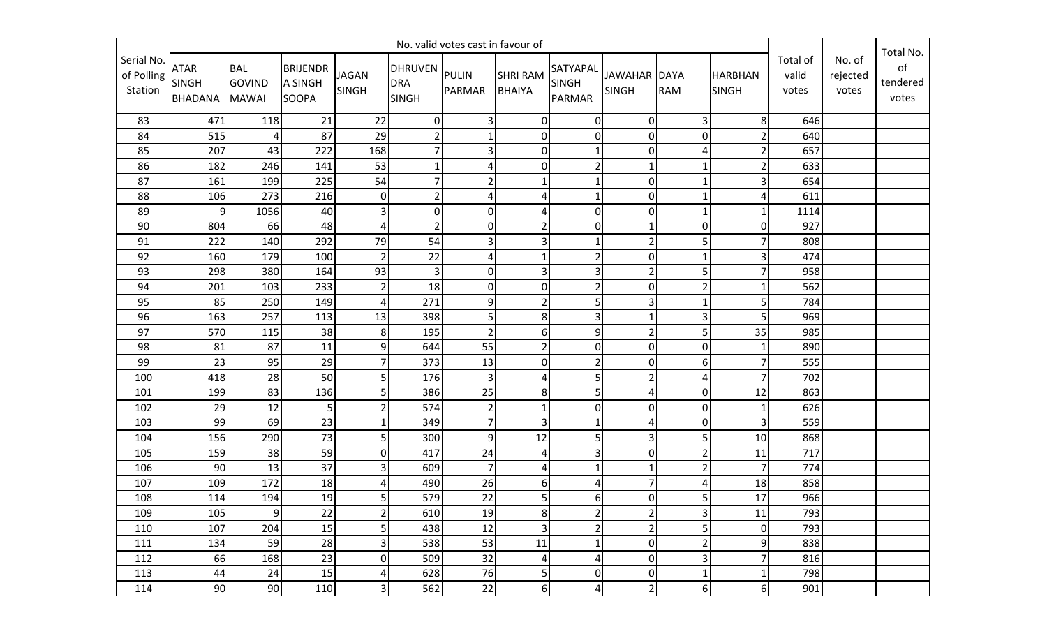| Serial No. of Polling Station | No. valid votes cast in favour of | | | | | | | | | | | Total of valid votes | No. of rejected votes | Total No. of tendered votes |
|---|---|---|---|---|---|---|---|---|---|---|---|---|---|---|
| | ATAR SINGH BHADANA | BAL GOVIND MAWAI | BRIJENDRA SINGH SOOPA | JAGAN SINGH | DHRUVENDRA SINGH | PULIN PARMAR | SHRI RAM BHAIYA | SATYAPAL SINGH PARMAR | JAWAHAR SINGH | DAYA RAM | HARBHAN SINGH | | | |
| 83 | 471 | 118 | 21 | 22 | 0 | 3 | 0 | 0 | 0 | 3 | 8 | 646 | | |
| 84 | 515 | 4 | 87 | 29 | 2 | 1 | 0 | 0 | 0 | 0 | 2 | 640 | | |
| 85 | 207 | 43 | 222 | 168 | 7 | 3 | 0 | 1 | 0 | 4 | 2 | 657 | | |
| 86 | 182 | 246 | 141 | 53 | 1 | 4 | 0 | 2 | 1 | 1 | 2 | 633 | | |
| 87 | 161 | 199 | 225 | 54 | 7 | 2 | 1 | 1 | 0 | 1 | 3 | 654 | | |
| 88 | 106 | 273 | 216 | 0 | 2 | 4 | 4 | 1 | 0 | 1 | 4 | 611 | | |
| 89 | 9 | 1056 | 40 | 3 | 0 | 0 | 4 | 0 | 0 | 1 | 1 | 1114 | | |
| 90 | 804 | 66 | 48 | 4 | 2 | 0 | 2 | 0 | 1 | 0 | 0 | 927 | | |
| 91 | 222 | 140 | 292 | 79 | 54 | 3 | 3 | 1 | 2 | 5 | 7 | 808 | | |
| 92 | 160 | 179 | 100 | 2 | 22 | 4 | 1 | 2 | 0 | 1 | 3 | 474 | | |
| 93 | 298 | 380 | 164 | 93 | 3 | 0 | 3 | 3 | 2 | 5 | 7 | 958 | | |
| 94 | 201 | 103 | 233 | 2 | 18 | 0 | 0 | 2 | 0 | 2 | 1 | 562 | | |
| 95 | 85 | 250 | 149 | 4 | 271 | 9 | 2 | 5 | 3 | 1 | 5 | 784 | | |
| 96 | 163 | 257 | 113 | 13 | 398 | 5 | 8 | 3 | 1 | 3 | 5 | 969 | | |
| 97 | 570 | 115 | 38 | 8 | 195 | 2 | 6 | 9 | 2 | 5 | 35 | 985 | | |
| 98 | 81 | 87 | 11 | 9 | 644 | 55 | 2 | 0 | 0 | 0 | 1 | 890 | | |
| 99 | 23 | 95 | 29 | 7 | 373 | 13 | 0 | 2 | 0 | 6 | 7 | 555 | | |
| 100 | 418 | 28 | 50 | 5 | 176 | 3 | 4 | 5 | 2 | 4 | 7 | 702 | | |
| 101 | 199 | 83 | 136 | 5 | 386 | 25 | 8 | 5 | 4 | 0 | 12 | 863 | | |
| 102 | 29 | 12 | 5 | 2 | 574 | 2 | 1 | 0 | 0 | 0 | 1 | 626 | | |
| 103 | 99 | 69 | 23 | 1 | 349 | 7 | 3 | 1 | 4 | 0 | 3 | 559 | | |
| 104 | 156 | 290 | 73 | 5 | 300 | 9 | 12 | 5 | 3 | 5 | 10 | 868 | | |
| 105 | 159 | 38 | 59 | 0 | 417 | 24 | 4 | 3 | 0 | 2 | 11 | 717 | | |
| 106 | 90 | 13 | 37 | 3 | 609 | 7 | 4 | 1 | 1 | 2 | 7 | 774 | | |
| 107 | 109 | 172 | 18 | 4 | 490 | 26 | 6 | 4 | 7 | 4 | 18 | 858 | | |
| 108 | 114 | 194 | 19 | 5 | 579 | 22 | 5 | 6 | 0 | 5 | 17 | 966 | | |
| 109 | 105 | 9 | 22 | 2 | 610 | 19 | 8 | 2 | 2 | 3 | 11 | 793 | | |
| 110 | 107 | 204 | 15 | 5 | 438 | 12 | 3 | 2 | 2 | 5 | 0 | 793 | | |
| 111 | 134 | 59 | 28 | 3 | 538 | 53 | 11 | 1 | 0 | 2 | 9 | 838 | | |
| 112 | 66 | 168 | 23 | 0 | 509 | 32 | 4 | 4 | 0 | 3 | 7 | 816 | | |
| 113 | 44 | 24 | 15 | 4 | 628 | 76 | 5 | 0 | 0 | 1 | 1 | 798 | | |
| 114 | 90 | 90 | 110 | 3 | 562 | 22 | 6 | 4 | 2 | 6 | 6 | 901 | | |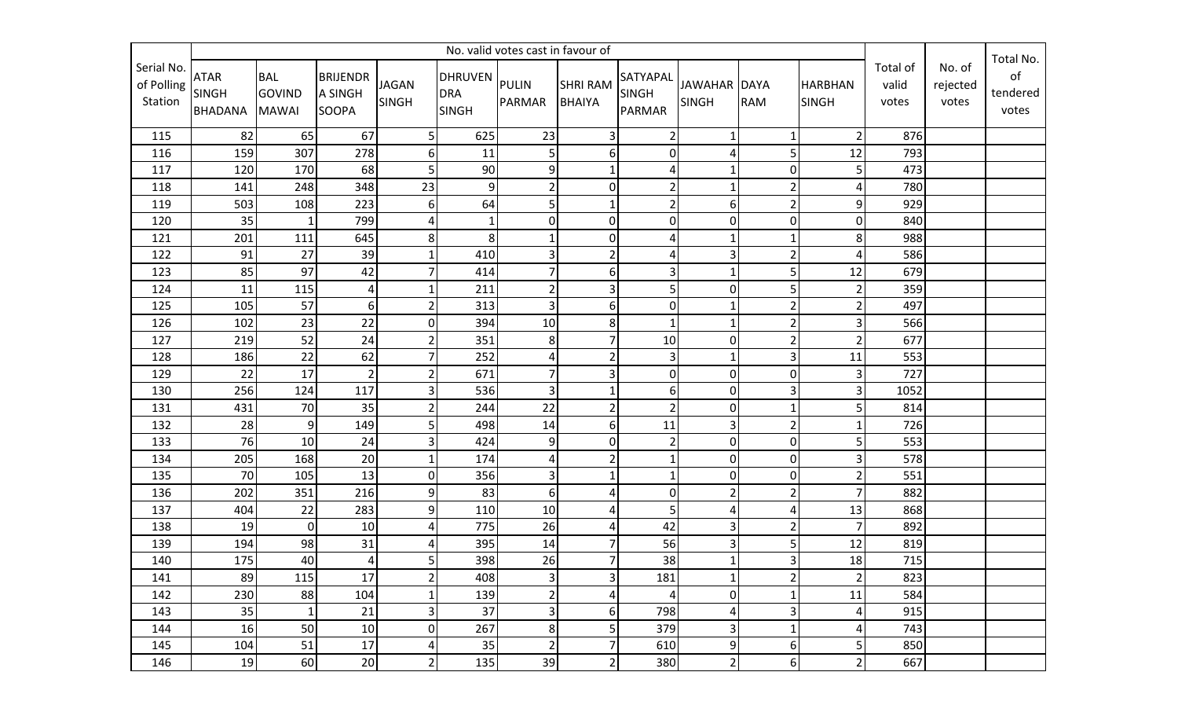| Serial No. of Polling Station | No. valid votes cast in favour of | | | | | | | | | | | Total of valid votes | No. of rejected votes | Total No. of tendered votes |
|---|---|---|---|---|---|---|---|---|---|---|---|---|---|---|
| | ATAR SINGH BHADANA | BAL GOVIND MAWAI | BRIJENDRA SINGH SOOPA | JAGAN SINGH | DHRUVENDRA SINGH | PULIN PARMAR | SHRI RAM BHAIYA | SATYAPAL SINGH PARMAR | JAWAHAR SINGH | DAYA RAM | HARBHAN SINGH | | | |
| 115 | 82 | 65 | 67 | 5 | 625 | 23 | 3 | 2 | 1 | 1 | 2 | 876 | | |
| 116 | 159 | 307 | 278 | 6 | 11 | 5 | 6 | 0 | 4 | 5 | 12 | 793 | | |
| 117 | 120 | 170 | 68 | 5 | 90 | 9 | 1 | 4 | 1 | 0 | 5 | 473 | | |
| 118 | 141 | 248 | 348 | 23 | 9 | 2 | 0 | 2 | 1 | 2 | 4 | 780 | | |
| 119 | 503 | 108 | 223 | 6 | 64 | 5 | 1 | 2 | 6 | 2 | 9 | 929 | | |
| 120 | 35 | 1 | 799 | 4 | 1 | 0 | 0 | 0 | 0 | 0 | 0 | 840 | | |
| 121 | 201 | 111 | 645 | 8 | 8 | 1 | 0 | 4 | 1 | 1 | 8 | 988 | | |
| 122 | 91 | 27 | 39 | 1 | 410 | 3 | 2 | 4 | 3 | 2 | 4 | 586 | | |
| 123 | 85 | 97 | 42 | 7 | 414 | 7 | 6 | 3 | 1 | 5 | 12 | 679 | | |
| 124 | 11 | 115 | 4 | 1 | 211 | 2 | 3 | 5 | 0 | 5 | 2 | 359 | | |
| 125 | 105 | 57 | 6 | 2 | 313 | 3 | 6 | 0 | 1 | 2 | 2 | 497 | | |
| 126 | 102 | 23 | 22 | 0 | 394 | 10 | 8 | 1 | 1 | 2 | 3 | 566 | | |
| 127 | 219 | 52 | 24 | 2 | 351 | 8 | 7 | 10 | 0 | 2 | 2 | 677 | | |
| 128 | 186 | 22 | 62 | 7 | 252 | 4 | 2 | 3 | 1 | 3 | 11 | 553 | | |
| 129 | 22 | 17 | 2 | 2 | 671 | 7 | 3 | 0 | 0 | 0 | 3 | 727 | | |
| 130 | 256 | 124 | 117 | 3 | 536 | 3 | 1 | 6 | 0 | 3 | 3 | 1052 | | |
| 131 | 431 | 70 | 35 | 2 | 244 | 22 | 2 | 2 | 0 | 1 | 5 | 814 | | |
| 132 | 28 | 9 | 149 | 5 | 498 | 14 | 6 | 11 | 3 | 2 | 1 | 726 | | |
| 133 | 76 | 10 | 24 | 3 | 424 | 9 | 0 | 2 | 0 | 0 | 5 | 553 | | |
| 134 | 205 | 168 | 20 | 1 | 174 | 4 | 2 | 1 | 0 | 0 | 3 | 578 | | |
| 135 | 70 | 105 | 13 | 0 | 356 | 3 | 1 | 1 | 0 | 0 | 2 | 551 | | |
| 136 | 202 | 351 | 216 | 9 | 83 | 6 | 4 | 0 | 2 | 2 | 7 | 882 | | |
| 137 | 404 | 22 | 283 | 9 | 110 | 10 | 4 | 5 | 4 | 4 | 13 | 868 | | |
| 138 | 19 | 0 | 10 | 4 | 775 | 26 | 4 | 42 | 3 | 2 | 7 | 892 | | |
| 139 | 194 | 98 | 31 | 4 | 395 | 14 | 7 | 56 | 3 | 5 | 12 | 819 | | |
| 140 | 175 | 40 | 4 | 5 | 398 | 26 | 7 | 38 | 1 | 3 | 18 | 715 | | |
| 141 | 89 | 115 | 17 | 2 | 408 | 3 | 3 | 181 | 1 | 2 | 2 | 823 | | |
| 142 | 230 | 88 | 104 | 1 | 139 | 2 | 4 | 4 | 0 | 1 | 11 | 584 | | |
| 143 | 35 | 1 | 21 | 3 | 37 | 3 | 6 | 798 | 4 | 3 | 4 | 915 | | |
| 144 | 16 | 50 | 10 | 0 | 267 | 8 | 5 | 379 | 3 | 1 | 4 | 743 | | |
| 145 | 104 | 51 | 17 | 4 | 35 | 2 | 7 | 610 | 9 | 6 | 5 | 850 | | |
| 146 | 19 | 60 | 20 | 2 | 135 | 39 | 2 | 380 | 2 | 6 | 2 | 667 | | |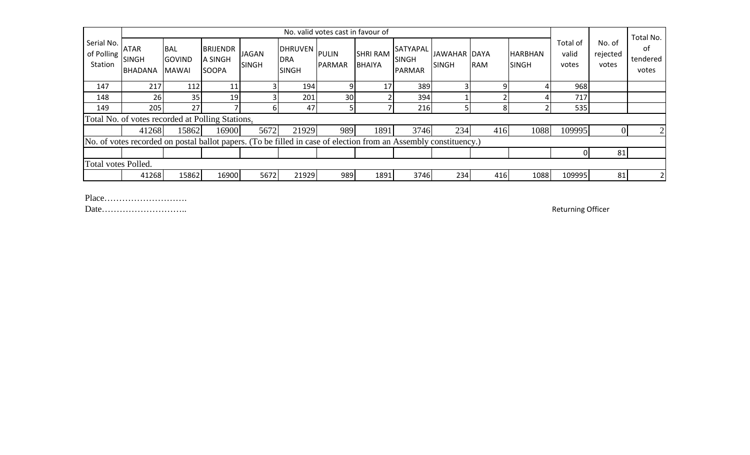| Serial No. of Polling Station | No. valid votes cast in favour of | | | | | | | | | | | Total of valid votes | No. of rejected votes | Total No. of tendered votes |
|---|---|---|---|---|---|---|---|---|---|---|---|---|---|---|
| | ATAR SINGH BHADANA | BAL GOVIND MAWAI | BRIJENDRA SINGH SOOPA | JAGAN SINGH | DHRUVENDRA SINGH | PULIN PARMAR | SHRI RAM BHAIYA | SATYAPAL SINGH PARMAR | JAWAHAR SINGH | DAYA RAM | HARBHAN SINGH | | | |
| 147 | 217 | 112 | 11 | 3 | 194 | 9 | 17 | 389 | 3 | 9 | 4 | 968 | | |
| 148 | 26 | 35 | 19 | 3 | 201 | 30 | 2 | 394 | 1 | 2 | 4 | 717 | | |
| 149 | 205 | 27 | 7 | 6 | 47 | 5 | 7 | 216 | 5 | 8 | 2 | 535 | | |
| Total No. of votes recorded at Polling Stations. | | | | | | | | | | | | | | |
| | 41268 | 15862 | 16900 | 5672 | 21929 | 989 | 1891 | 3746 | 234 | 416 | 1088 | 109995 | 0 | 2 |
| No. of votes recorded on postal ballot papers. (To be filled in case of election from an Assembly constituency.) | | | | | | | | | | | | | | |
| | | | | | | | | | | | | 0 | 81 | |
| Total votes Polled. | | | | | | | | | | | | | | |
| | 41268 | 15862 | 16900 | 5672 | 21929 | 989 | 1891 | 3746 | 234 | 416 | 1088 | 109995 | 81 | 2 |

Place……………………….

Date………………………..

Returning Officer